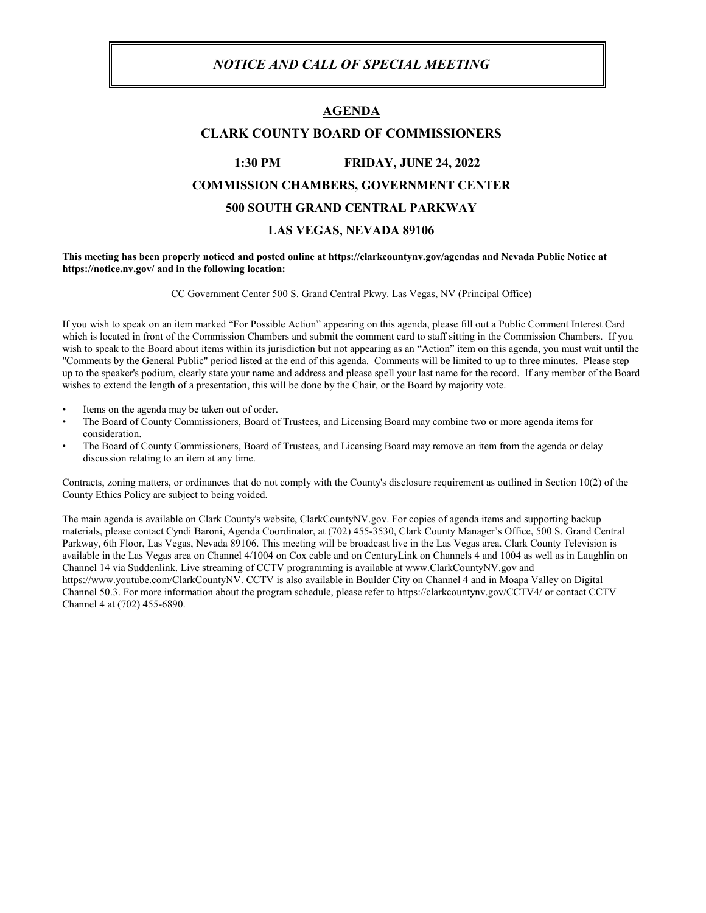# *NOTICE AND CALL OF SPECIAL MEETING*

## AGENDA

## CLARK COUNTY BOARD OF COMMISSIONERS

**1:30 PM FRIDAY, JUNE 24, 2022**

**COMMISSION CHAMBERS, GOVERNMENT CENTER**

**500 SOUTH GRAND CENTRAL PARKWAY**

**LAS VEGAS, NEVADA 89106**

**This meeting has been properly noticed and posted online at https://clarkcountynv.gov/agendas and Nevada Public Notice at https://notice.nv.gov/ and in the following location:**

CC Government Center 500 S. Grand Central Pkwy. Las Vegas, NV (Principal Office)

If you wish to speak on an item marked "For Possible Action" appearing on this agenda, please fill out a Public Comment Interest Card which is located in front of the Commission Chambers and submit the comment card to staff sitting in the Commission Chambers. If you wish to speak to the Board about items within its jurisdiction but not appearing as an "Action" item on this agenda, you must wait until the "Comments by the General Public" period listed at the end of this agenda. Comments will be limited to up to three minutes. Please step up to the speaker's podium, clearly state your name and address and please spell your last name for the record. If any member of the Board wishes to extend the length of a presentation, this will be done by the Chair, or the Board by majority vote.

- Items on the agenda may be taken out of order.
- The Board of County Commissioners, Board of Trustees, and Licensing Board may combine two or more agenda items for consideration.
- The Board of County Commissioners, Board of Trustees, and Licensing Board may remove an item from the agenda or delay discussion relating to an item at any time.

Contracts, zoning matters, or ordinances that do not comply with the County's disclosure requirement as outlined in Section 10(2) of the County Ethics Policy are subject to being voided.

The main agenda is available on Clark County's website, ClarkCountyNV.gov. For copies of agenda items and supporting backup materials, please contact Cyndi Baroni, Agenda Coordinator, at (702) 455-3530, Clark County Manager's Office, 500 S. Grand Central Parkway, 6th Floor, Las Vegas, Nevada 89106. This meeting will be broadcast live in the Las Vegas area. Clark County Television is available in the Las Vegas area on Channel 4/1004 on Cox cable and on CenturyLink on Channels 4 and 1004 as well as in Laughlin on Channel 14 via Suddenlink. Live streaming of CCTV programming is available at www.ClarkCountyNV.gov and https://www.youtube.com/ClarkCountyNV. CCTV is also available in Boulder City on Channel 4 and in Moapa Valley on Digital Channel 50.3. For more information about the program schedule, please refer to https://clarkcountynv.gov/CCTV4/ or contact CCTV Channel 4 at (702) 455-6890.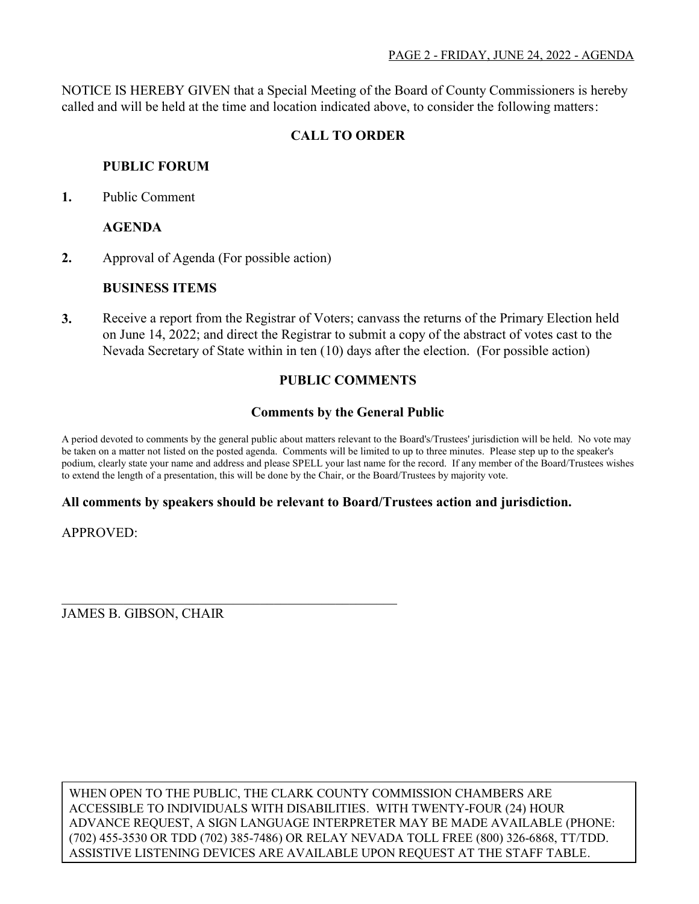NOTICE IS HEREBY GIVEN that a Special Meeting of the Board of County Commissioners is hereby called and will be held at the time and location indicated above, to consider the following matters:

## CALL TO ORDER

### PUBLIC FORUM

**1.** Public Comment

### AGENDA

**2.** Approval of Agenda (For possible action)

### BUSINESS ITEMS

**3.** Receive a report from the Registrar of Voters; canvass the returns of the Primary Election held on June 14, 2022; and direct the Registrar to submit a copy of the abstract of votes cast to the Nevada Secretary of State within in ten (10) days after the election. (For possible action)

## PUBLIC COMMENTS

### Comments by the General Public

A period devoted to comments by the general public about matters relevant to the Board's/Trustees' jurisdiction will be held. No vote may be taken on a matter not listed on the posted agenda. Comments will be limited to up to three minutes. Please step up to the speaker's podium, clearly state your name and address and please SPELL your last name for the record. If any member of the Board/Trustees wishes to extend the length of a presentation, this will be done by the Chair, or the Board/Trustees by majority vote.

**All comments by speakers should be relevant to Board/Trustees action and jurisdiction.**

APPROVED:

\_\_\_\_\_\_\_\_\_\_\_\_\_\_\_\_\_\_\_\_\_\_\_\_\_\_\_\_\_\_\_\_\_\_\_\_\_\_\_\_

JAMES B. GIBSON, CHAIR

WHEN OPEN TO THE PUBLIC, THE CLARK COUNTY COMMISSION CHAMBERS ARE ACCESSIBLE TO INDIVIDUALS WITH DISABILITIES. WITH TWENTY-FOUR (24) HOUR ADVANCE REQUEST, A SIGN LANGUAGE INTERPRETER MAY BE MADE AVAILABLE (PHONE: (702) 455-3530 OR TDD (702) 385-7486) OR RELAY NEVADA TOLL FREE (800) 326-6868, TT/TDD. ASSISTIVE LISTENING DEVICES ARE AVAILABLE UPON REQUEST AT THE STAFF TABLE.